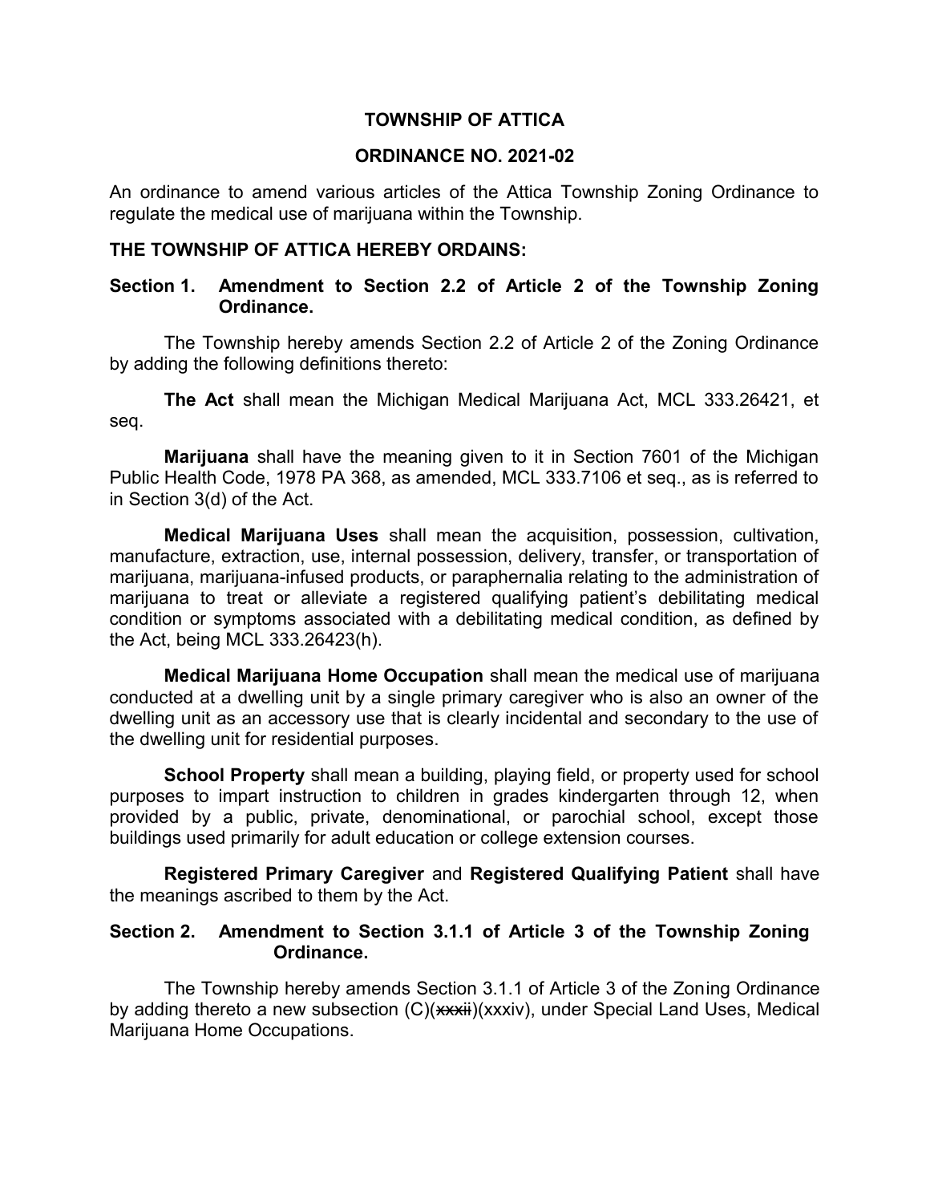# TOWNSHIP OF ATTICA

## ORDINANCE NO. 2021-02

An ordinance to amend various articles of the Attica Township Zoning Ordinance to regulate the medical use of marijuana within the Township.

**THE TOWNSHIP OF ATTICA HEREBY ORDAINS:**

### Section 1. Amendment to Section 2.2 of Article 2 of the Township Zoning Ordinance.

The Township hereby amends Section 2.2 of Article 2 of the Zoning Ordinance by adding the following definitions thereto:

**The Act** shall mean the Michigan Medical Marijuana Act, MCL 333.26421, et seq.

**Marijuana** shall have the meaning given to it in Section 7601 of the Michigan Public Health Code, 1978 PA 368, as amended, MCL 333.7106 et seq., as is referred to in Section 3(d) of the Act.

**Medical Marijuana Uses** shall mean the acquisition, possession, cultivation, manufacture, extraction, use, internal possession, delivery, transfer, or transportation of marijuana, marijuana-infused products, or paraphernalia relating to the administration of marijuana to treat or alleviate a registered qualifying patient's debilitating medical condition or symptoms associated with a debilitating medical condition, as defined by the Act, being MCL 333.26423(h).

**Medical Marijuana Home Occupation** shall mean the medical use of marijuana conducted at a dwelling unit by a single primary caregiver who is also an owner of the dwelling unit as an accessory use that is clearly incidental and secondary to the use of the dwelling unit for residential purposes.

**School Property** shall mean a building, playing field, or property used for school purposes to impart instruction to children in grades kindergarten through 12, when provided by a public, private, denominational, or parochial school, except those buildings used primarily for adult education or college extension courses.

**Registered Primary Caregiver** and **Registered Qualifying Patient** shall have the meanings ascribed to them by the Act.

### Section 2. Amendment to Section 3.1.1 of Article 3 of the Township Zoning Ordinance.

The Township hereby amends Section 3.1.1 of Article 3 of the Zoning Ordinance by adding thereto a new subsection (C)(~~xxxii~~)(xxxiv), under Special Land Uses, Medical Marijuana Home Occupations.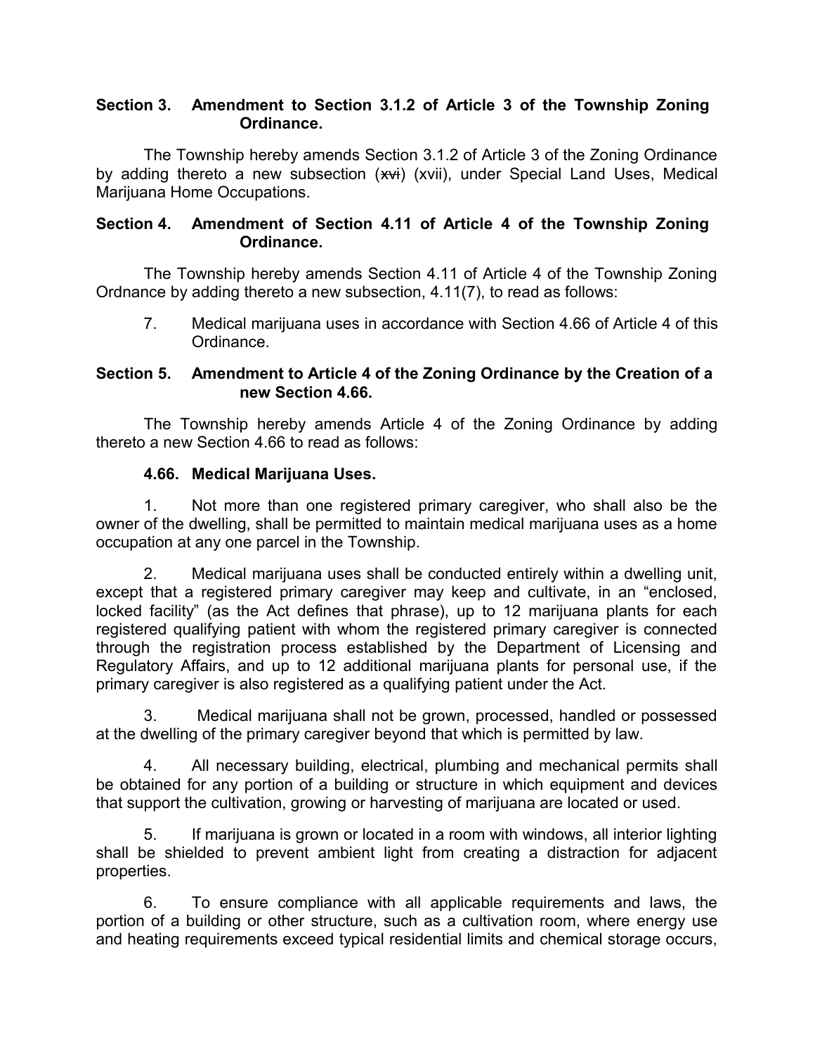**Section 3. Amendment to Section 3.1.2 of Article 3 of the Township Zoning Ordinance.**

The Township hereby amends Section 3.1.2 of Article 3 of the Zoning Ordinance by adding thereto a new subsection (~~xvi~~) (xvii), under Special Land Uses, Medical Marijuana Home Occupations.

**Section 4. Amendment of Section 4.11 of Article 4 of the Township Zoning Ordinance.**

The Township hereby amends Section 4.11 of Article 4 of the Township Zoning Ordnance by adding thereto a new subsection, 4.11(7), to read as follows:

7. Medical marijuana uses in accordance with Section 4.66 of Article 4 of this Ordinance.

**Section 5. Amendment to Article 4 of the Zoning Ordinance by the Creation of a new Section 4.66.**

The Township hereby amends Article 4 of the Zoning Ordinance by adding thereto a new Section 4.66 to read as follows:

**4.66. Medical Marijuana Uses.**

1. Not more than one registered primary caregiver, who shall also be the owner of the dwelling, shall be permitted to maintain medical marijuana uses as a home occupation at any one parcel in the Township.

2. Medical marijuana uses shall be conducted entirely within a dwelling unit, except that a registered primary caregiver may keep and cultivate, in an "enclosed, locked facility" (as the Act defines that phrase), up to 12 marijuana plants for each registered qualifying patient with whom the registered primary caregiver is connected through the registration process established by the Department of Licensing and Regulatory Affairs, and up to 12 additional marijuana plants for personal use, if the primary caregiver is also registered as a qualifying patient under the Act.

3. Medical marijuana shall not be grown, processed, handled or possessed at the dwelling of the primary caregiver beyond that which is permitted by law.

4. All necessary building, electrical, plumbing and mechanical permits shall be obtained for any portion of a building or structure in which equipment and devices that support the cultivation, growing or harvesting of marijuana are located or used.

5. If marijuana is grown or located in a room with windows, all interior lighting shall be shielded to prevent ambient light from creating a distraction for adjacent properties.

6. To ensure compliance with all applicable requirements and laws, the portion of a building or other structure, such as a cultivation room, where energy use and heating requirements exceed typical residential limits and chemical storage occurs,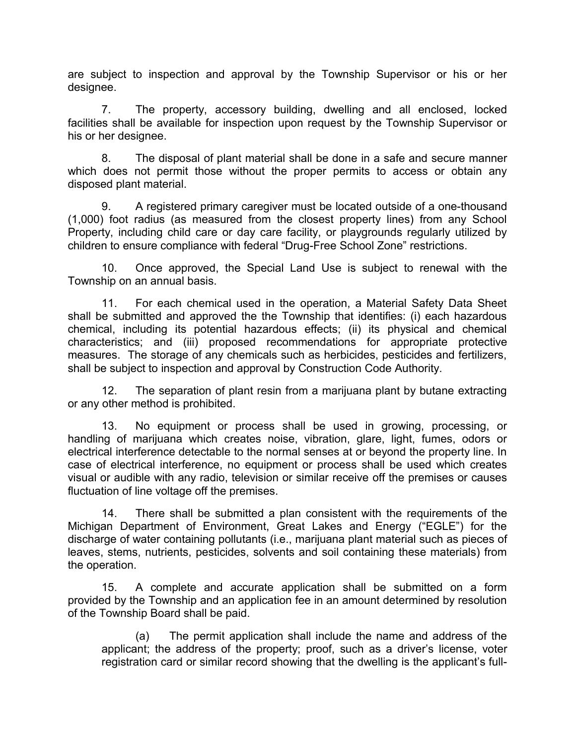are subject to inspection and approval by the Township Supervisor or his or her designee.

7. The property, accessory building, dwelling and all enclosed, locked facilities shall be available for inspection upon request by the Township Supervisor or his or her designee.

8. The disposal of plant material shall be done in a safe and secure manner which does not permit those without the proper permits to access or obtain any disposed plant material.

9. A registered primary caregiver must be located outside of a one-thousand (1,000) foot radius (as measured from the closest property lines) from any School Property, including child care or day care facility, or playgrounds regularly utilized by children to ensure compliance with federal "Drug-Free School Zone" restrictions.

10. Once approved, the Special Land Use is subject to renewal with the Township on an annual basis.

11. For each chemical used in the operation, a Material Safety Data Sheet shall be submitted and approved the the Township that identifies: (i) each hazardous chemical, including its potential hazardous effects; (ii) its physical and chemical characteristics; and (iii) proposed recommendations for appropriate protective measures. The storage of any chemicals such as herbicides, pesticides and fertilizers, shall be subject to inspection and approval by Construction Code Authority.

12. The separation of plant resin from a marijuana plant by butane extracting or any other method is prohibited.

13. No equipment or process shall be used in growing, processing, or handling of marijuana which creates noise, vibration, glare, light, fumes, odors or electrical interference detectable to the normal senses at or beyond the property line. In case of electrical interference, no equipment or process shall be used which creates visual or audible with any radio, television or similar receive off the premises or causes fluctuation of line voltage off the premises.

14. There shall be submitted a plan consistent with the requirements of the Michigan Department of Environment, Great Lakes and Energy ("EGLE") for the discharge of water containing pollutants (i.e., marijuana plant material such as pieces of leaves, stems, nutrients, pesticides, solvents and soil containing these materials) from the operation.

15. A complete and accurate application shall be submitted on a form provided by the Township and an application fee in an amount determined by resolution of the Township Board shall be paid.

(a) The permit application shall include the name and address of the applicant; the address of the property; proof, such as a driver's license, voter registration card or similar record showing that the dwelling is the applicant's full-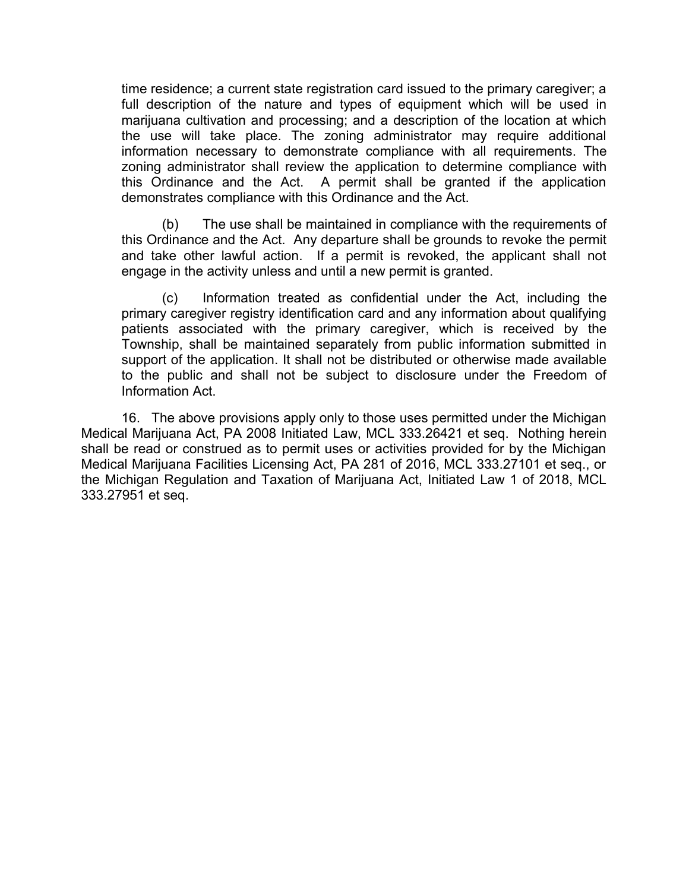time residence; a current state registration card issued to the primary caregiver; a full description of the nature and types of equipment which will be used in marijuana cultivation and processing; and a description of the location at which the use will take place. The zoning administrator may require additional information necessary to demonstrate compliance with all requirements. The zoning administrator shall review the application to determine compliance with this Ordinance and the Act. A permit shall be granted if the application demonstrates compliance with this Ordinance and the Act.

(b) The use shall be maintained in compliance with the requirements of this Ordinance and the Act. Any departure shall be grounds to revoke the permit and take other lawful action. If a permit is revoked, the applicant shall not engage in the activity unless and until a new permit is granted.

(c) Information treated as confidential under the Act, including the primary caregiver registry identification card and any information about qualifying patients associated with the primary caregiver, which is received by the Township, shall be maintained separately from public information submitted in support of the application. It shall not be distributed or otherwise made available to the public and shall not be subject to disclosure under the Freedom of Information Act.

16. The above provisions apply only to those uses permitted under the Michigan Medical Marijuana Act, PA 2008 Initiated Law, MCL 333.26421 et seq. Nothing herein shall be read or construed as to permit uses or activities provided for by the Michigan Medical Marijuana Facilities Licensing Act, PA 281 of 2016, MCL 333.27101 et seq., or the Michigan Regulation and Taxation of Marijuana Act, Initiated Law 1 of 2018, MCL 333.27951 et seq.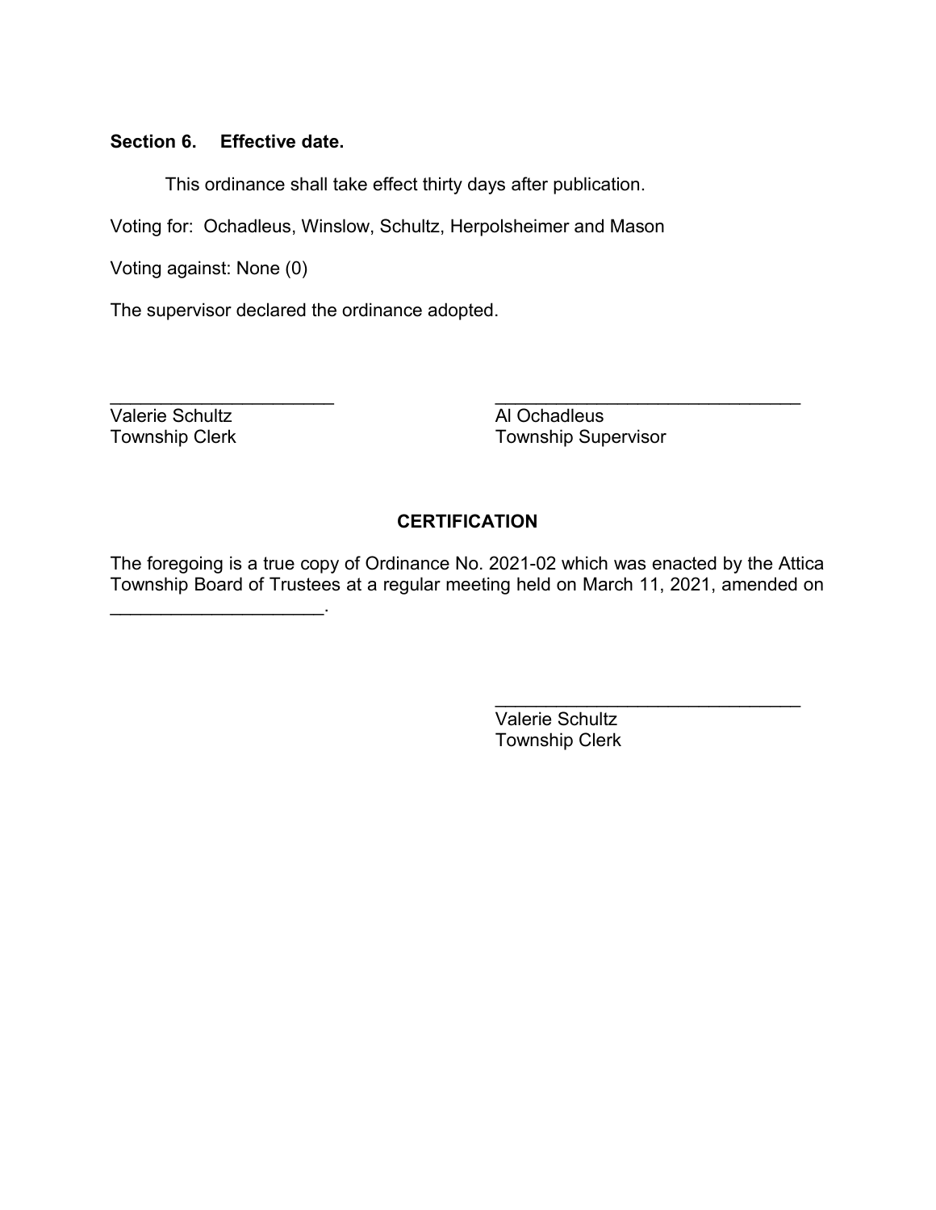**Section 6. Effective date.**

This ordinance shall take effect thirty days after publication.

Voting for: Ochadleus, Winslow, Schultz, Herpolsheimer and Mason

Voting against: None (0)

The supervisor declared the ordinance adopted.

______________________
Valerie Schultz
Township Clerk

______________________________
Al Ochadleus
Township Supervisor

**CERTIFICATION**

The foregoing is a true copy of Ordinance No. 2021-02 which was enacted by the Attica Township Board of Trustees at a regular meeting held on March 11, 2021, amended on _____________________.

______________________________
Valerie Schultz
Township Clerk